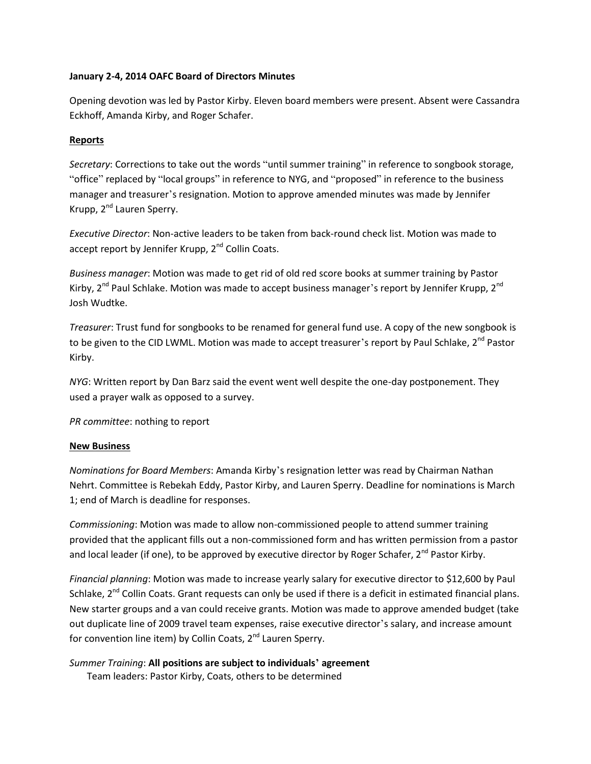**January 2-4, 2014 OAFC Board of Directors Minutes**

Opening devotion was led by Pastor Kirby. Eleven board members were present. Absent were Cassandra Eckhoff, Amanda Kirby, and Roger Schafer.

**Reports**

*Secretary*: Corrections to take out the words "until summer training" in reference to songbook storage, "office" replaced by "local groups" in reference to NYG, and "proposed" in reference to the business manager and treasurer's resignation. Motion to approve amended minutes was made by Jennifer Krupp, 2nd Lauren Sperry.

*Executive Director*: Non-active leaders to be taken from back-round check list. Motion was made to accept report by Jennifer Krupp, 2nd Collin Coats.

*Business manager*: Motion was made to get rid of old red score books at summer training by Pastor Kirby, 2nd Paul Schlake. Motion was made to accept business manager's report by Jennifer Krupp, 2nd Josh Wudtke.

*Treasurer*: Trust fund for songbooks to be renamed for general fund use. A copy of the new songbook is to be given to the CID LWML. Motion was made to accept treasurer's report by Paul Schlake, 2nd Pastor Kirby.

*NYG*: Written report by Dan Barz said the event went well despite the one-day postponement. They used a prayer walk as opposed to a survey.

*PR committee*: nothing to report

**New Business**

*Nominations for Board Members*: Amanda Kirby's resignation letter was read by Chairman Nathan Nehrt. Committee is Rebekah Eddy, Pastor Kirby, and Lauren Sperry. Deadline for nominations is March 1; end of March is deadline for responses.

*Commissioning*: Motion was made to allow non-commissioned people to attend summer training provided that the applicant fills out a non-commissioned form and has written permission from a pastor and local leader (if one), to be approved by executive director by Roger Schafer, 2nd Pastor Kirby.

*Financial planning*: Motion was made to increase yearly salary for executive director to $12,600 by Paul Schlake, 2nd Collin Coats. Grant requests can only be used if there is a deficit in estimated financial plans. New starter groups and a van could receive grants. Motion was made to approve amended budget (take out duplicate line of 2009 travel team expenses, raise executive director's salary, and increase amount for convention line item) by Collin Coats, 2nd Lauren Sperry.

*Summer Training*: **All positions are subject to individuals' agreement**

Team leaders: Pastor Kirby, Coats, others to be determined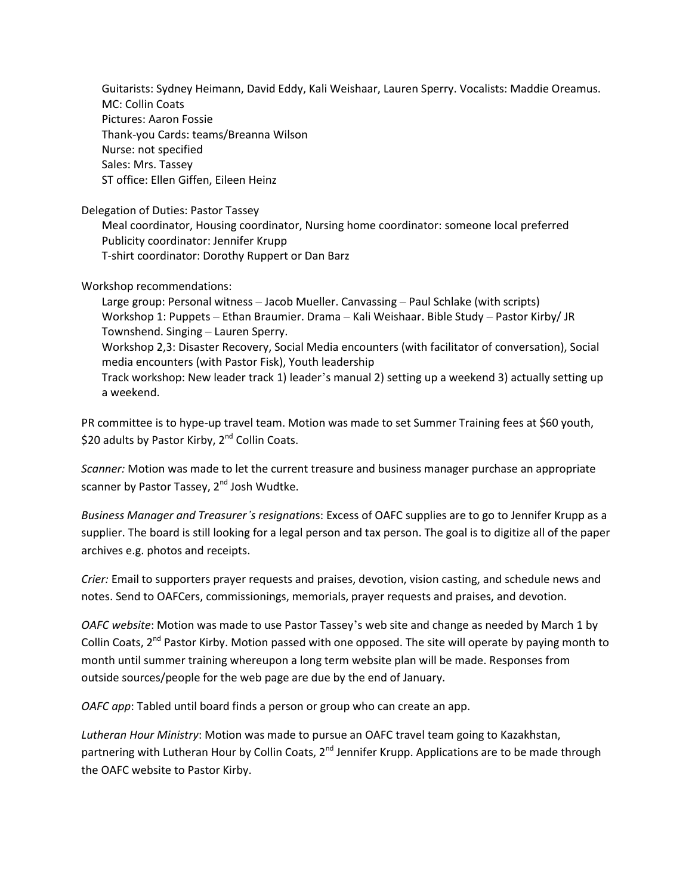Guitarists: Sydney Heimann, David Eddy, Kali Weishaar, Lauren Sperry. Vocalists: Maddie Oreamus.
MC: Collin Coats
Pictures: Aaron Fossie
Thank-you Cards: teams/Breanna Wilson
Nurse: not specified
Sales: Mrs. Tassey
ST office: Ellen Giffen, Eileen Heinz

Delegation of Duties: Pastor Tassey

Meal coordinator, Housing coordinator, Nursing home coordinator: someone local preferred
Publicity coordinator: Jennifer Krupp
T-shirt coordinator: Dorothy Ruppert or Dan Barz

Workshop recommendations:

Large group: Personal witness – Jacob Mueller. Canvassing – Paul Schlake (with scripts)
Workshop 1: Puppets – Ethan Braumier. Drama – Kali Weishaar. Bible Study – Pastor Kirby/ JR Townshend. Singing – Lauren Sperry.
Workshop 2,3: Disaster Recovery, Social Media encounters (with facilitator of conversation), Social media encounters (with Pastor Fisk), Youth leadership
Track workshop: New leader track 1) leader's manual 2) setting up a weekend 3) actually setting up a weekend.

PR committee is to hype-up travel team. Motion was made to set Summer Training fees at $60 youth, $20 adults by Pastor Kirby, 2nd Collin Coats.

*Scanner:* Motion was made to let the current treasure and business manager purchase an appropriate scanner by Pastor Tassey, 2nd Josh Wudtke.

*Business Manager and Treasurer's resignation*s: Excess of OAFC supplies are to go to Jennifer Krupp as a supplier. The board is still looking for a legal person and tax person. The goal is to digitize all of the paper archives e.g. photos and receipts.

*Crier:* Email to supporters prayer requests and praises, devotion, vision casting, and schedule news and notes. Send to OAFCers, commissionings, memorials, prayer requests and praises, and devotion.

*OAFC website*: Motion was made to use Pastor Tassey's web site and change as needed by March 1 by Collin Coats, 2nd Pastor Kirby. Motion passed with one opposed. The site will operate by paying month to month until summer training whereupon a long term website plan will be made. Responses from outside sources/people for the web page are due by the end of January.

*OAFC app*: Tabled until board finds a person or group who can create an app.

*Lutheran Hour Ministry*: Motion was made to pursue an OAFC travel team going to Kazakhstan, partnering with Lutheran Hour by Collin Coats, 2nd Jennifer Krupp. Applications are to be made through the OAFC website to Pastor Kirby.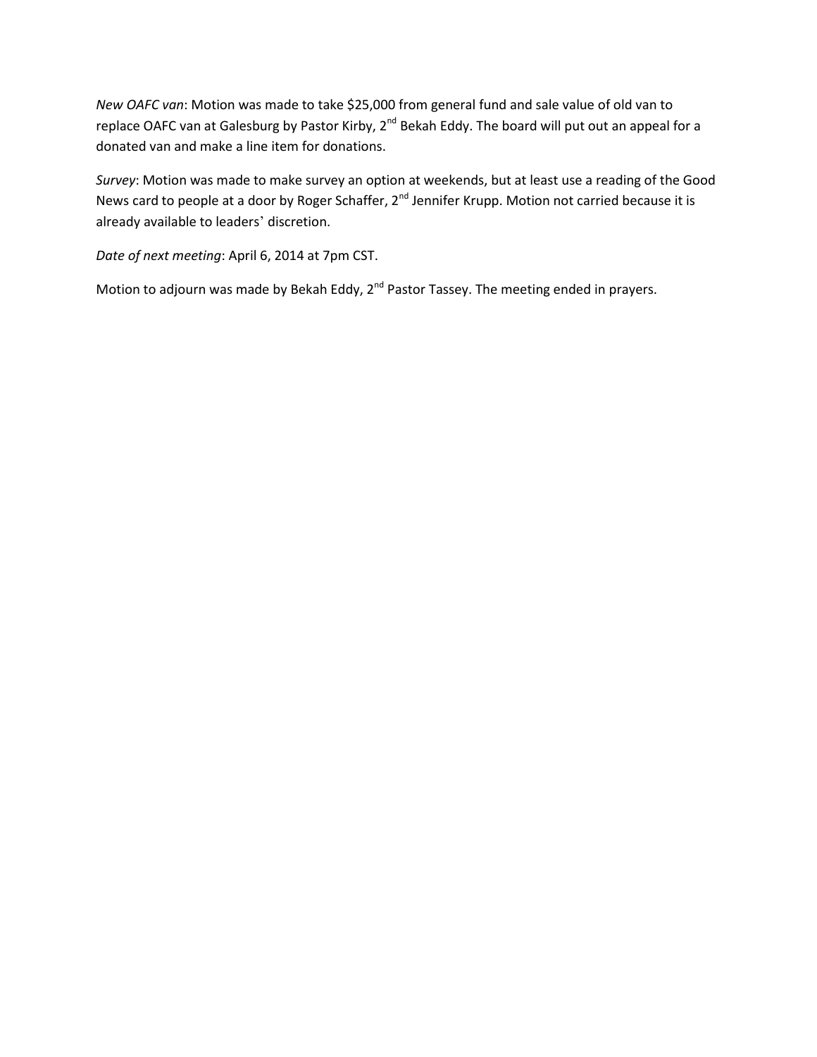*New OAFC van*: Motion was made to take $25,000 from general fund and sale value of old van to replace OAFC van at Galesburg by Pastor Kirby, 2nd Bekah Eddy. The board will put out an appeal for a donated van and make a line item for donations.

*Survey*: Motion was made to make survey an option at weekends, but at least use a reading of the Good News card to people at a door by Roger Schaffer, 2nd Jennifer Krupp. Motion not carried because it is already available to leaders' discretion.

*Date of next meeting*: April 6, 2014 at 7pm CST.

Motion to adjourn was made by Bekah Eddy, 2nd Pastor Tassey. The meeting ended in prayers.